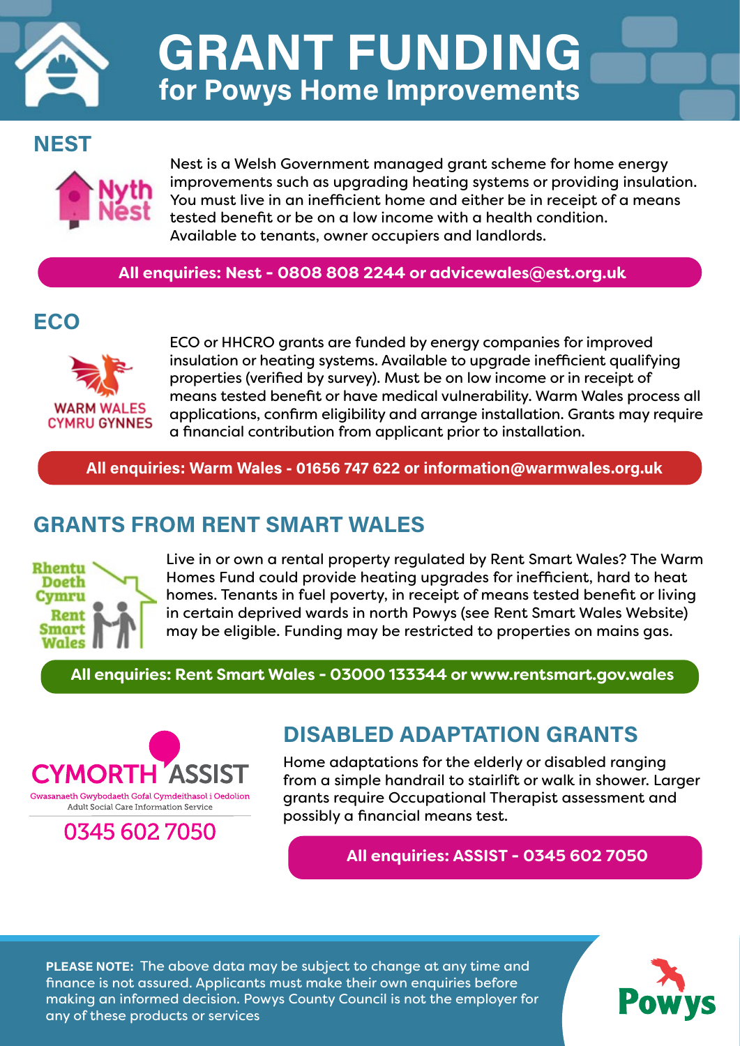# GRANT FUNDING

## for Powys Home Improvements

## NEST

Nyth Nest

Nest is a Welsh Government managed grant scheme for home energy improvements such as upgrading heating systems or providing insulation. You must live in an inefficient home and either be in receipt of a means tested benefit or be on a low income with a health condition. Available to tenants, owner occupiers and landlords.

**All enquiries: Nest - 0808 808 2244 or advicewales@est.org.uk**

## ECO

WARM WALES CYMRU GYNNES

ECO or HHCRO grants are funded by energy companies for improved insulation or heating systems. Available to upgrade inefficient qualifying properties (verified by survey). Must be on low income or in receipt of means tested benefit or have medical vulnerability. Warm Wales process all applications, confirm eligibility and arrange installation. Grants may require a financial contribution from applicant prior to installation.

**All enquiries: Warm Wales - 01656 747 622 or information@warmwales.org.uk**

## GRANTS FROM RENT SMART WALES

Rhentu Doeth Cymru Rent Smart Wales

Live in or own a rental property regulated by Rent Smart Wales? The Warm Homes Fund could provide heating upgrades for inefficient, hard to heat homes. Tenants in fuel poverty, in receipt of means tested benefit or living in certain deprived wards in north Powys (see Rent Smart Wales Website) may be eligible. Funding may be restricted to properties on mains gas.

**All enquiries: Rent Smart Wales - 03000 133344 or www.rentsmart.gov.wales**

CYMORTH ASSIST

Gwasanaeth Gwybodaeth Gofal Cymdeithasol i Oedolion

Adult Social Care Information Service

0345 602 7050

## DISABLED ADAPTATION GRANTS

Home adaptations for the elderly or disabled ranging from a simple handrail to stairlift or walk in shower. Larger grants require Occupational Therapist assessment and possibly a financial means test.

**All enquiries: ASSIST - 0345 602 7050**

**PLEASE NOTE:** The above data may be subject to change at any time and finance is not assured. Applicants must make their own enquiries before making an informed decision. Powys County Council is not the employer for any of these products or services

Powys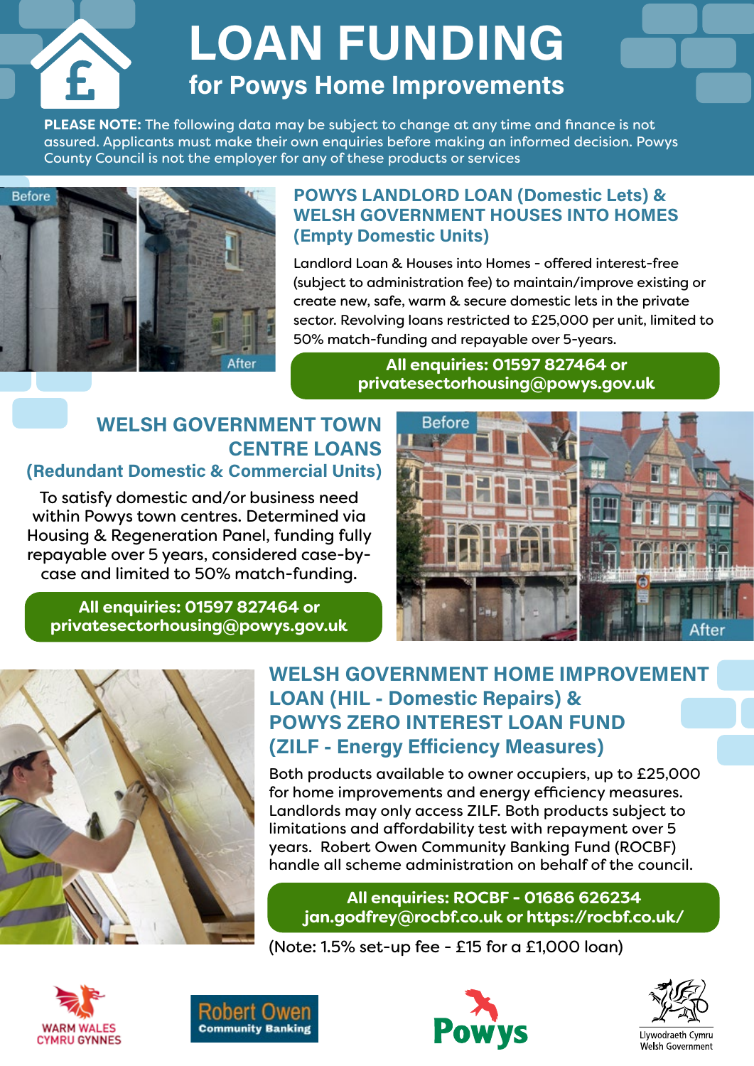# LOAN FUNDING

## for Powys Home Improvements

**PLEASE NOTE:** The following data may be subject to change at any time and finance is not assured. Applicants must make their own enquiries before making an informed decision. Powys County Council is not the employer for any of these products or services

Before

After

## POWYS LANDLORD LOAN (Domestic Lets) & WELSH GOVERNMENT HOUSES INTO HOMES (Empty Domestic Units)

Landlord Loan & Houses into Homes - offered interest-free (subject to administration fee) to maintain/improve existing or create new, safe, warm & secure domestic lets in the private sector. Revolving loans restricted to £25,000 per unit, limited to 50% match-funding and repayable over 5-years.

**All enquiries: 01597 827464 or privatesectorhousing@powys.gov.uk**

## WELSH GOVERNMENT TOWN CENTRE LOANS

### (Redundant Domestic & Commercial Units)

To satisfy domestic and/or business need within Powys town centres. Determined via Housing & Regeneration Panel, funding fully repayable over 5 years, considered case-by-case and limited to 50% match-funding.

**All enquiries: 01597 827464 or privatesectorhousing@powys.gov.uk**

Before

After

## WELSH GOVERNMENT HOME IMPROVEMENT LOAN (HIL - Domestic Repairs) & POWYS ZERO INTEREST LOAN FUND (ZILF - Energy Efficiency Measures)

Both products available to owner occupiers, up to £25,000 for home improvements and energy efficiency measures. Landlords may only access ZILF. Both products subject to limitations and affordability test with repayment over 5 years. Robert Owen Community Banking Fund (ROCBF) handle all scheme administration on behalf of the council.

**All enquiries: ROCBF - 01686 626234 jan.godfrey@rocbf.co.uk or https://rocbf.co.uk/**

(Note: 1.5% set-up fee - £15 for a £1,000 loan)

WARM WALES CYMRU GYNNES

Robert Owen Community Banking

Powys

Llywodraeth Cymru Welsh Government